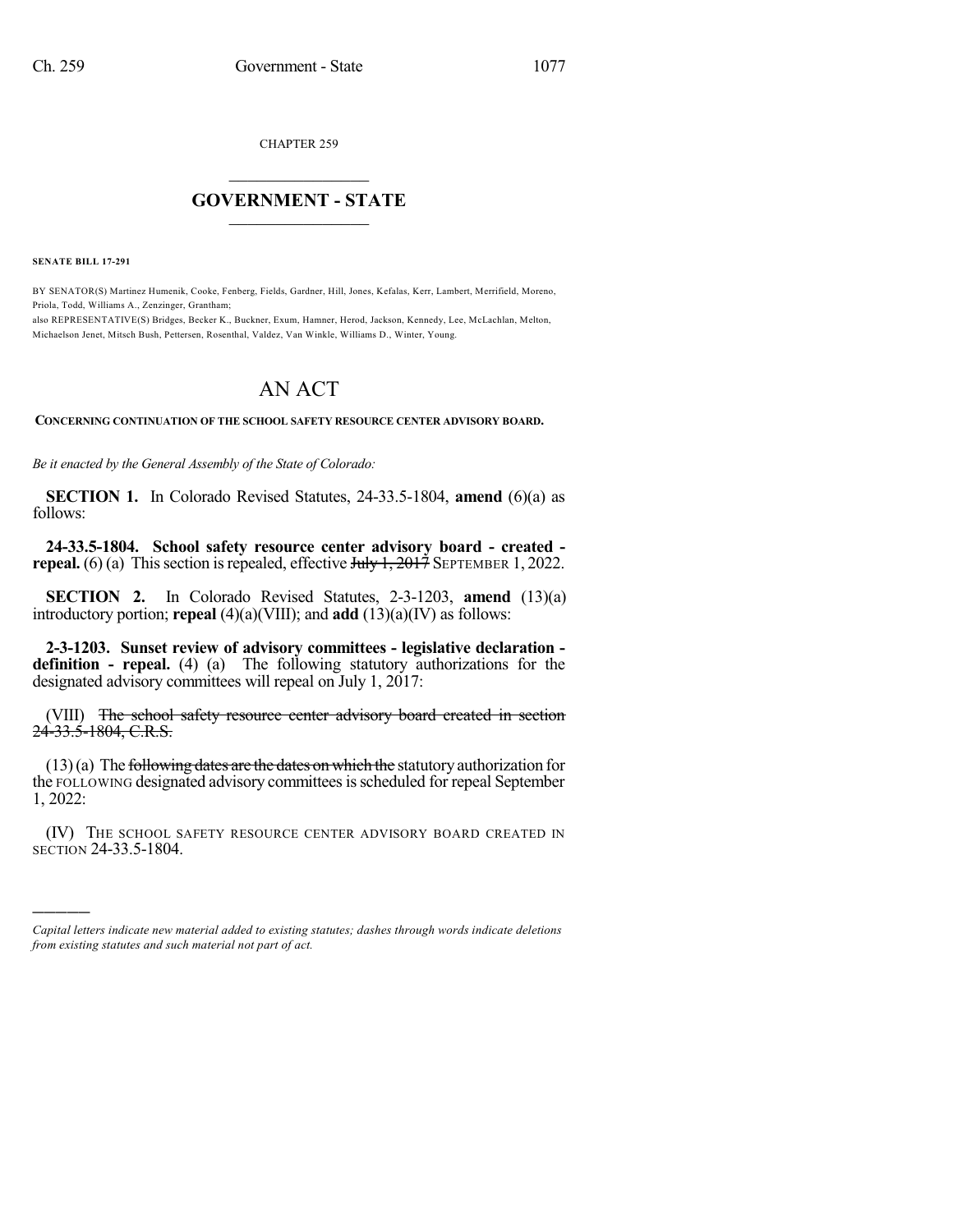CHAPTER 259

# GOVERNMENT - STATE

**SENATE BILL 17-291**

BY SENATOR(S) Martinez Humenik, Cooke, Fenberg, Fields, Gardner, Hill, Jones, Kefalas, Kerr, Lambert, Merrifield, Moreno, Priola, Todd, Williams A., Zenzinger, Grantham;
also REPRESENTATIVE(S) Bridges, Becker K., Buckner, Exum, Hamner, Herod, Jackson, Kennedy, Lee, McLachlan, Melton, Michaelson Jenet, Mitsch Bush, Pettersen, Rosenthal, Valdez, Van Winkle, Williams D., Winter, Young.

# AN ACT

**CONCERNING CONTINUATION OF THE SCHOOL SAFETY RESOURCE CENTER ADVISORY BOARD.**

*Be it enacted by the General Assembly of the State of Colorado:*

**SECTION 1.** In Colorado Revised Statutes, 24-33.5-1804, **amend** (6)(a) as follows:

**24-33.5-1804. School safety resource center advisory board - created - repeal.** (6) (a) This section is repealed, effective ~~July 1, 2017~~ SEPTEMBER 1, 2022.

**SECTION 2.** In Colorado Revised Statutes, 2-3-1203, **amend** (13)(a) introductory portion; **repeal** (4)(a)(VIII); and **add** (13)(a)(IV) as follows:

**2-3-1203. Sunset review of advisory committees - legislative declaration - definition - repeal.** (4) (a) The following statutory authorizations for the designated advisory committees will repeal on July 1, 2017:

(VIII) ~~The school safety resource center advisory board created in section 24-33.5-1804, C.R.S.~~

(13) (a) The ~~following dates are the dates on which the~~ statutory authorization for the FOLLOWING designated advisory committees is scheduled for repeal September 1, 2022:

(IV) THE SCHOOL SAFETY RESOURCE CENTER ADVISORY BOARD CREATED IN SECTION 24-33.5-1804.

---

*Capital letters indicate new material added to existing statutes; dashes through words indicate deletions from existing statutes and such material not part of act.*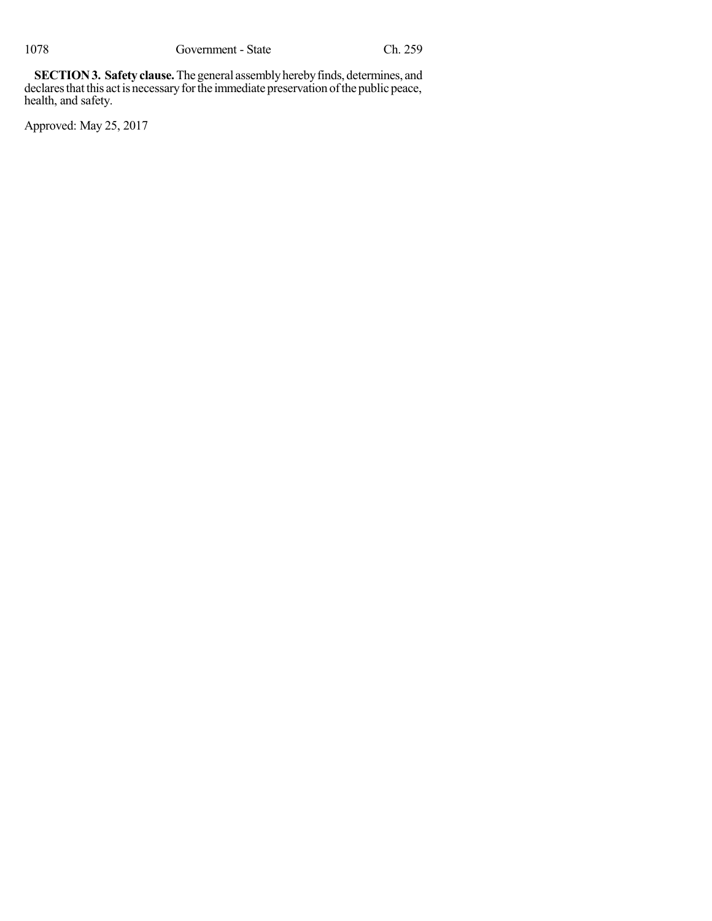**SECTION 3. Safety clause.** The general assembly hereby finds, determines, and declares that this act is necessary for the immediate preservation of the public peace, health, and safety.

Approved: May 25, 2017